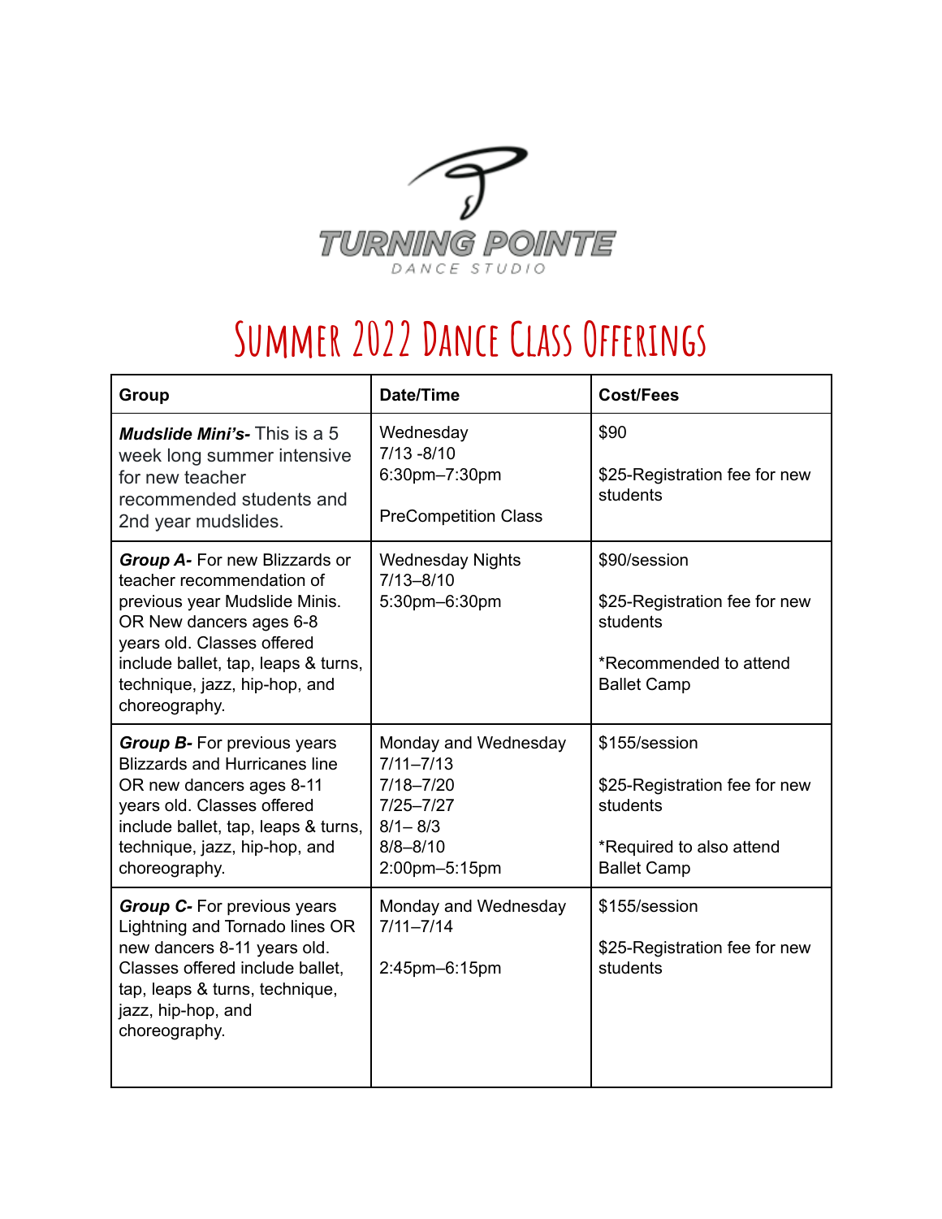TURNING POINTE

DANCE STUDIO

# Summer 2022 Dance Class Offerings

| Group | Date/Time | Cost/Fees |
|---|---|---|
| ***Mudslide Mini's-*** This is a 5 week long summer intensive for new teacher recommended students and 2nd year mudslides. | Wednesday<br>7/13 -8/10<br>6:30pm–7:30pm<br><br>PreCompetition Class | $90<br><br>$25-Registration fee for new students |
| ***Group A-*** For new Blizzards or teacher recommendation of previous year Mudslide Minis. OR New dancers ages 6-8 years old. Classes offered include ballet, tap, leaps & turns, technique, jazz, hip-hop, and choreography. | Wednesday Nights<br>7/13–8/10<br>5:30pm–6:30pm | $90/session<br><br>$25-Registration fee for new students<br><br>*Recommended to attend Ballet Camp |
| ***Group B-*** For previous years Blizzards and Hurricanes line OR new dancers ages 8-11 years old. Classes offered include ballet, tap, leaps & turns, technique, jazz, hip-hop, and choreography. | Monday and Wednesday<br>7/11–7/13<br>7/18–7/20<br>7/25–7/27<br>8/1– 8/3<br>8/8–8/10<br>2:00pm–5:15pm | $155/session<br><br>$25-Registration fee for new students<br><br>*Required to also attend Ballet Camp |
| ***Group C-*** For previous years Lightning and Tornado lines OR new dancers 8-11 years old. Classes offered include ballet, tap, leaps & turns, technique, jazz, hip-hop, and choreography. | Monday and Wednesday<br>7/11–7/14<br><br>2:45pm–6:15pm | $155/session<br><br>$25-Registration fee for new students |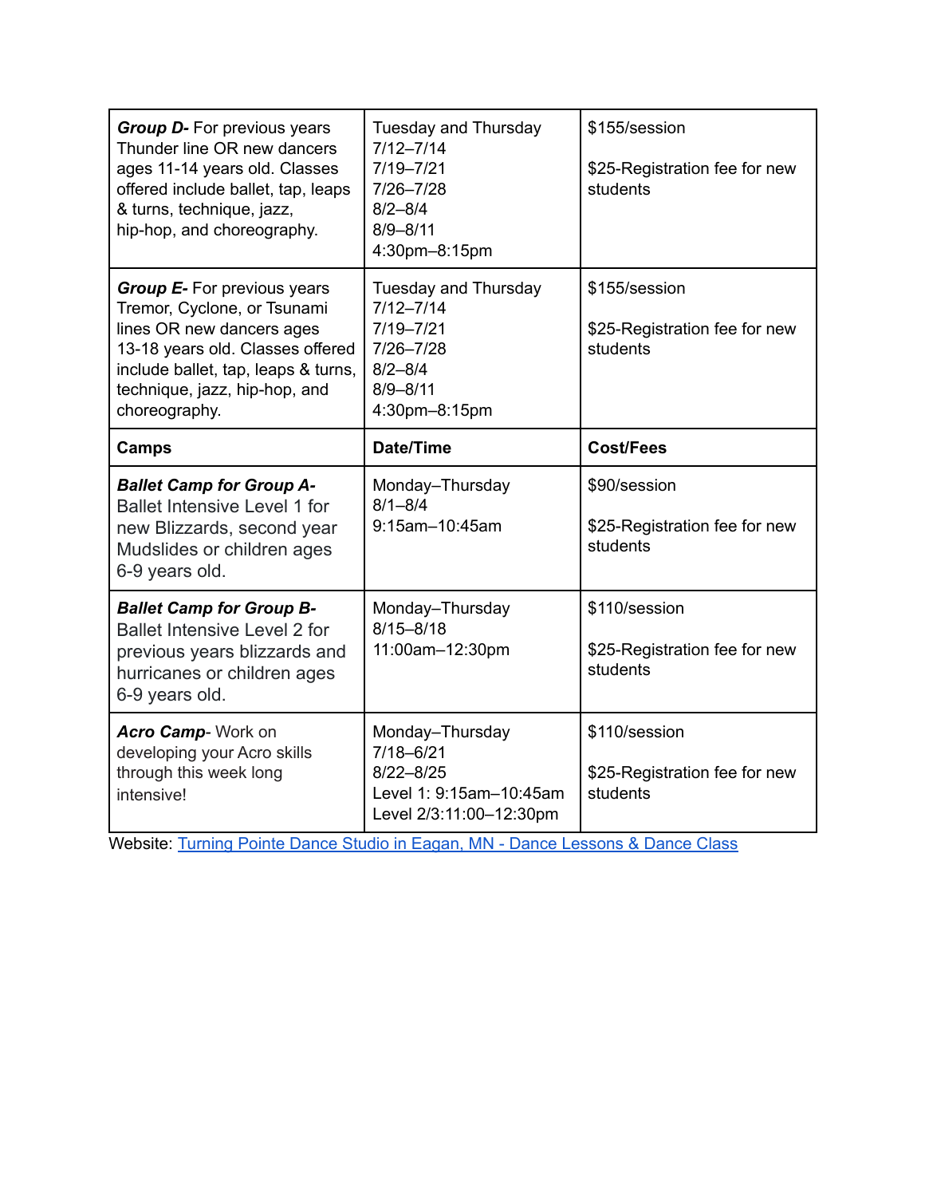| | | |
|---|---|---|
| ***Group D-*** For previous years Thunder line OR new dancers ages 11-14 years old. Classes offered include ballet, tap, leaps & turns, technique, jazz, hip-hop, and choreography. | Tuesday and Thursday<br>7/12–7/14<br>7/19–7/21<br>7/26–7/28<br>8/2–8/4<br>8/9–8/11<br>4:30pm–8:15pm | $155/session<br><br>$25-Registration fee for new students |
| ***Group E-*** For previous years Tremor, Cyclone, or Tsunami lines OR new dancers ages 13-18 years old. Classes offered include ballet, tap, leaps & turns, technique, jazz, hip-hop, and choreography. | Tuesday and Thursday<br>7/12–7/14<br>7/19–7/21<br>7/26–7/28<br>8/2–8/4<br>8/9–8/11<br>4:30pm–8:15pm | $155/session<br><br>$25-Registration fee for new students |
| **Camps** | **Date/Time** | **Cost/Fees** |
| ***Ballet Camp for Group A-*** Ballet Intensive Level 1 for new Blizzards, second year Mudslides or children ages 6-9 years old. | Monday–Thursday<br>8/1–8/4<br>9:15am–10:45am | $90/session<br><br>$25-Registration fee for new students |
| ***Ballet Camp for Group B-*** Ballet Intensive Level 2 for previous years blizzards and hurricanes or children ages 6-9 years old. | Monday–Thursday<br>8/15–8/18<br>11:00am–12:30pm | $110/session<br><br>$25-Registration fee for new students |
| ***Acro Camp***- Work on developing your Acro skills through this week long intensive! | Monday–Thursday<br>7/18–6/21<br>8/22–8/25<br>Level 1: 9:15am–10:45am<br>Level 2/3:11:00–12:30pm | $110/session<br><br>$25-Registration fee for new students |

Website: [Turning Pointe Dance Studio in Eagan, MN - Dance Lessons & Dance Class]